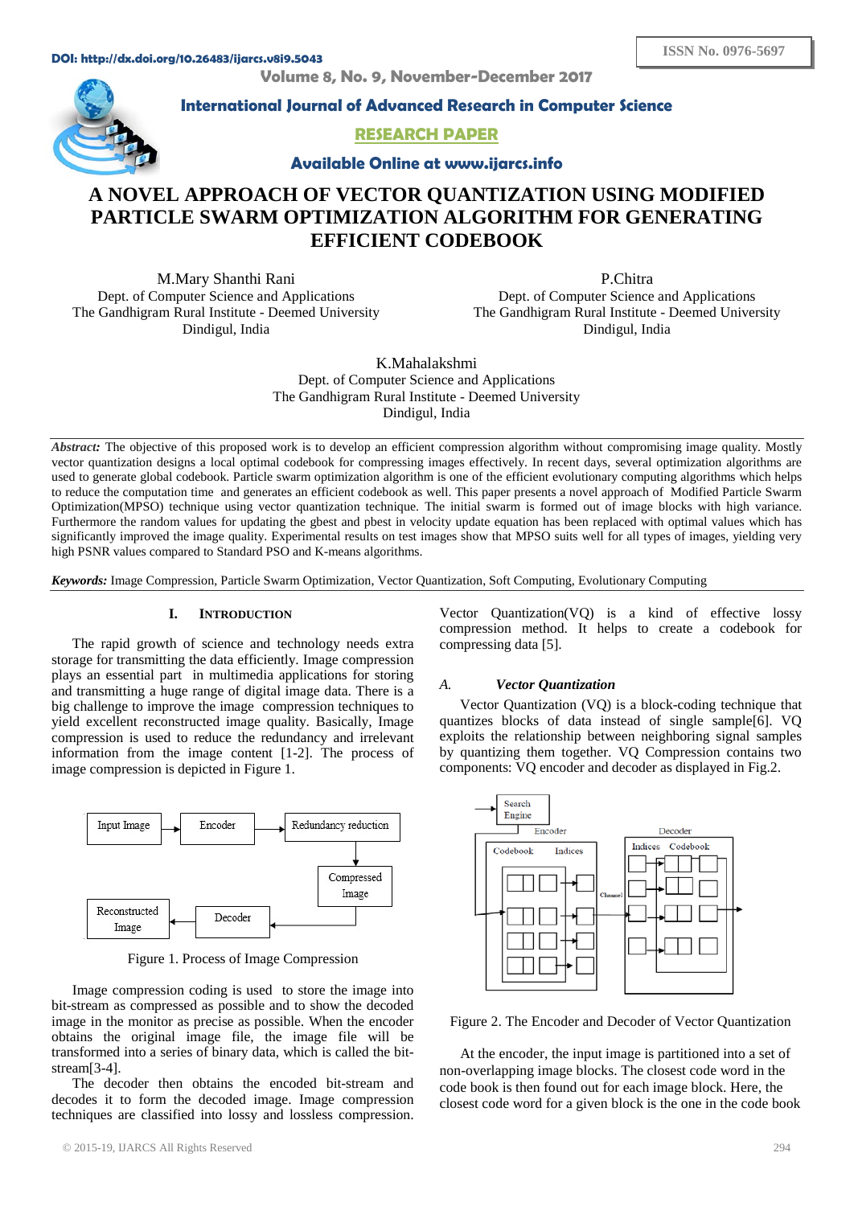DOI: http://dx.doi.org/10.26483/ijarcs.v8i9.5043

ISSN No. 0976-5697

Volume 8, No. 9, November-December 2017

**International Journal of Advanced Research in Computer Science**

**RESEARCH PAPER**

**Available Online at www.ijarcs.info**

# A NOVEL APPROACH OF VECTOR QUANTIZATION USING MODIFIED PARTICLE SWARM OPTIMIZATION ALGORITHM FOR GENERATING EFFICIENT CODEBOOK

M.Mary Shanthi Rani
Dept. of Computer Science and Applications
The Gandhigram Rural Institute - Deemed University
Dindigul, India

P.Chitra
Dept. of Computer Science and Applications
The Gandhigram Rural Institute - Deemed University
Dindigul, India

K.Mahalakshmi
Dept. of Computer Science and Applications
The Gandhigram Rural Institute - Deemed University
Dindigul, India

***Abstract:*** The objective of this proposed work is to develop an efficient compression algorithm without compromising image quality. Mostly vector quantization designs a local optimal codebook for compressing images effectively. In recent days, several optimization algorithms are used to generate global codebook. Particle swarm optimization algorithm is one of the efficient evolutionary computing algorithms which helps to reduce the computation time and generates an efficient codebook as well. This paper presents a novel approach of Modified Particle Swarm Optimization(MPSO) technique using vector quantization technique. The initial swarm is formed out of image blocks with high variance. Furthermore the random values for updating the gbest and pbest in velocity update equation has been replaced with optimal values which has significantly improved the image quality. Experimental results on test images show that MPSO suits well for all types of images, yielding very high PSNR values compared to Standard PSO and K-means algorithms.

***Keywords:*** Image Compression, Particle Swarm Optimization, Vector Quantization, Soft Computing, Evolutionary Computing

## I. INTRODUCTION

The rapid growth of science and technology needs extra storage for transmitting the data efficiently. Image compression plays an essential part in multimedia applications for storing and transmitting a huge range of digital image data. There is a big challenge to improve the image compression techniques to yield excellent reconstructed image quality. Basically, Image compression is used to reduce the redundancy and irrelevant information from the image content [1-2]. The process of image compression is depicted in Figure 1.

Input Image → Encoder → Redundancy reduction → Compressed Image → Decoder → Reconstructed Image

Figure 1. Process of Image Compression

Image compression coding is used to store the image into bit-stream as compressed as possible and to show the decoded image in the monitor as exact as possible. When the encoder obtains the original image file, the image file will be transformed into a series of binary data, which is called the bit-stream[3-4].

The decoder then obtains the encoded bit-stream and decodes it to form the decoded image. Image compression techniques are classified into lossy and lossless compression. Vector Quantization(VQ) is a kind of effective lossy compression method. It helps to create a codebook for compressing data [5].

### A. *Vector Quantization*

Vector Quantization (VQ) is a block-coding technique that quantizes blocks of data instead of single sample[6]. VQ exploits the relationship between neighboring signal samples by quantizing them together. VQ Compression contains two components: VQ encoder and decoder as displayed in Fig.2.

Figure 2. The Encoder and Decoder of Vector Quantization

At the encoder, the input image is partitioned into a set of non-overlapping image blocks. The closest code word in the code book is then found out for each image block. Here, the closest code word for a given block is the one in the code book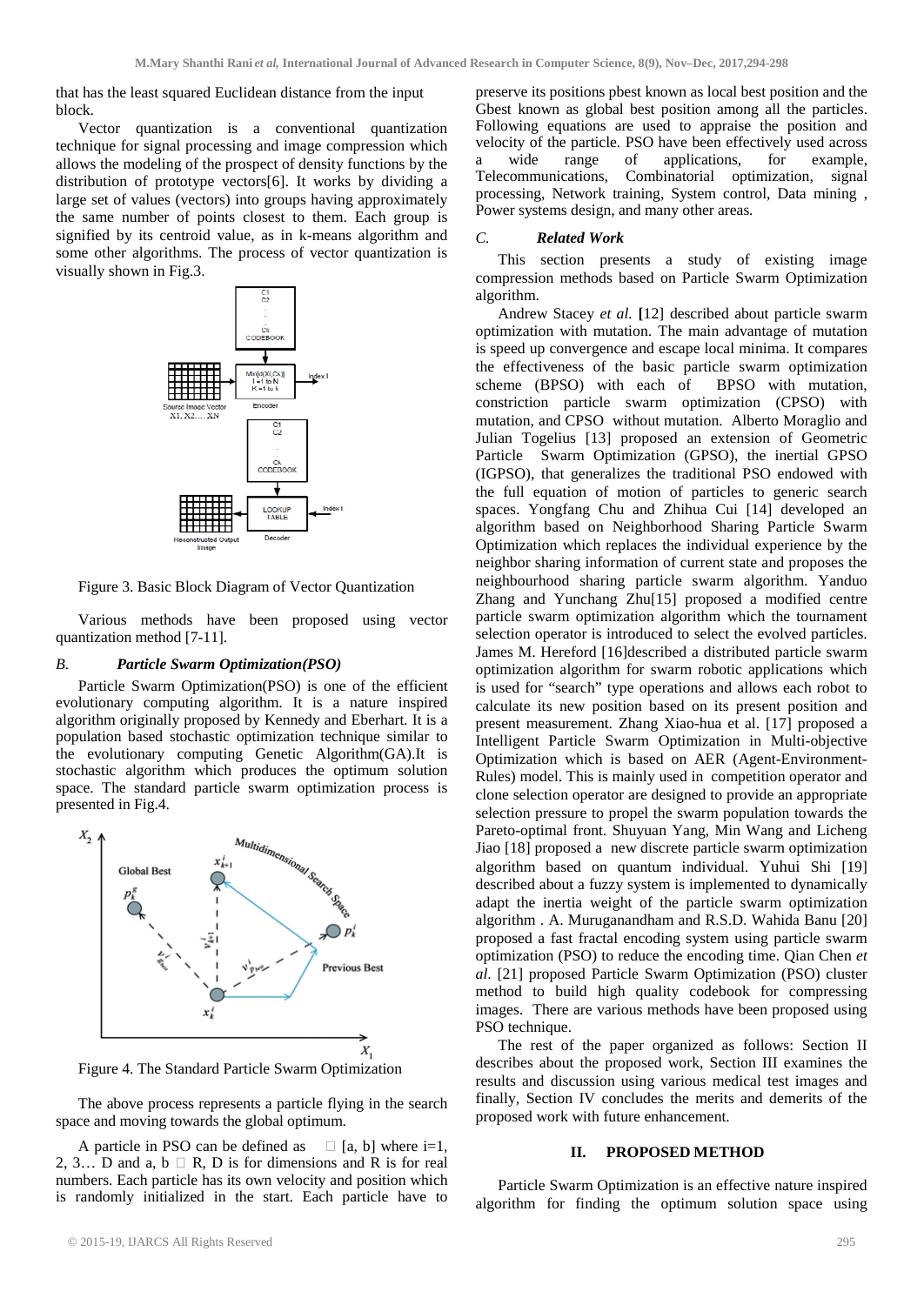that has the least squared Euclidean distance from the input block.

Vector quantization is a conventional quantization technique for signal processing and image compression which allows the modeling of the prospect of density functions by the distribution of prototype vectors[6]. It works by dividing a large set of values (vectors) into groups having approximately the same number of points closest to them. Each group is signified by its centroid value, as in k-means algorithm and some other algorithms. The process of vector quantization is visually shown in Fig.3.

Figure 3. Basic Block Diagram of Vector Quantization

Various methods have been proposed using vector quantization method [7-11].

### B. *Particle Swarm Optimization(PSO)*

Particle Swarm Optimization(PSO) is one of the efficient evolutionary computing algorithm. It is a nature inspired algorithm originally proposed by Kennedy and Eberhart. It is a population based stochastic optimization technique similar to the evolutionary computing Genetic Algorithm(GA).It is stochastic algorithm which produces the optimum solution space. The standard particle swarm optimization process is presented in Fig.4.

Figure 4. The Standard Particle Swarm Optimization

The above process represents a particle flying in the search space and moving towards the global optimum.

A particle in PSO can be defined as $\in$ [a, b] where i=1, 2, 3… D and a, b $\in$ R, D is for dimensions and R is for real numbers. Each particle has its own velocity and position which is randomly initialized in the start. Each particle have to preserve its positions pbest known as local best position and the Gbest known as global best position among all the particles. Following equations are used to appraise the position and velocity of the particle. PSO have been effectively used across a wide range of applications, for example, Telecommunications, Combinatorial optimization, signal processing, Network training, System control, Data mining , Power systems design, and many other areas.

### C. *Related Work*

This section presents a study of existing image compression methods based on Particle Swarm Optimization algorithm.

Andrew Stacey *et al.* [12] described about particle swarm optimization with mutation. The main advantage of mutation is speed up convergence and escape local minima. It compares the effectiveness of the basic particle swarm optimization scheme (BPSO) with each of BPSO with mutation, constriction particle swarm optimization (CPSO) with mutation, and CPSO without mutation. Alberto Moraglio and Julian Togelius [13] proposed an extension of Geometric Particle Swarm Optimization (GPSO), the inertial GPSO (IGPSO), that generalizes the traditional PSO endowed with the full equation of motion of particles to generic search spaces. Yongfang Chu and Zhihua Cui [14] developed an algorithm based on Neighborhood Sharing Particle Swarm Optimization which replaces the individual experience by the neighbor sharing information of current state and proposes the neighbourhood sharing particle swarm algorithm. Yanduo Zhang and Yunchang Zhu[15] proposed a modified centre particle swarm optimization algorithm which the tournament selection operator is introduced to select the evolved particles. James M. Hereford [16]described a distributed particle swarm optimization algorithm for swarm robotic applications which is used for "search" type operations and allows each robot to calculate its new position based on its present position and present measurement. Zhang Xiao-hua et al. [17] proposed a Intelligent Particle Swarm Optimization in Multi-objective Optimization which is based on AER (Agent-Environment-Rules) model. This is mainly used in competition operator and clone selection operator are designed to provide an appropriate selection pressure to propel the swarm population towards the Pareto-optimal front. Shuyuan Yang, Min Wang and Licheng Jiao [18] proposed a new discrete particle swarm optimization algorithm based on quantum individual. Yuhui Shi [19] described about a fuzzy system is implemented to dynamically adapt the inertia weight of the particle swarm optimization algorithm . A. Muruganandham and R.S.D. Wahida Banu [20] proposed a fast fractal encoding system using particle swarm optimization (PSO) to reduce the encoding time. Qian Chen *et al.* [21] proposed Particle Swarm Optimization (PSO) cluster method to build high quality codebook for compressing images. There are various methods have been proposed using PSO technique.

The rest of the paper organized as follows: Section II describes about the proposed work, Section III examines the results and discussion using various medical test images and finally, Section IV concludes the merits and demerits of the proposed work with future enhancement.

## II. PROPOSED METHOD

Particle Swarm Optimization is an effective nature inspired algorithm for finding the optimum solution space using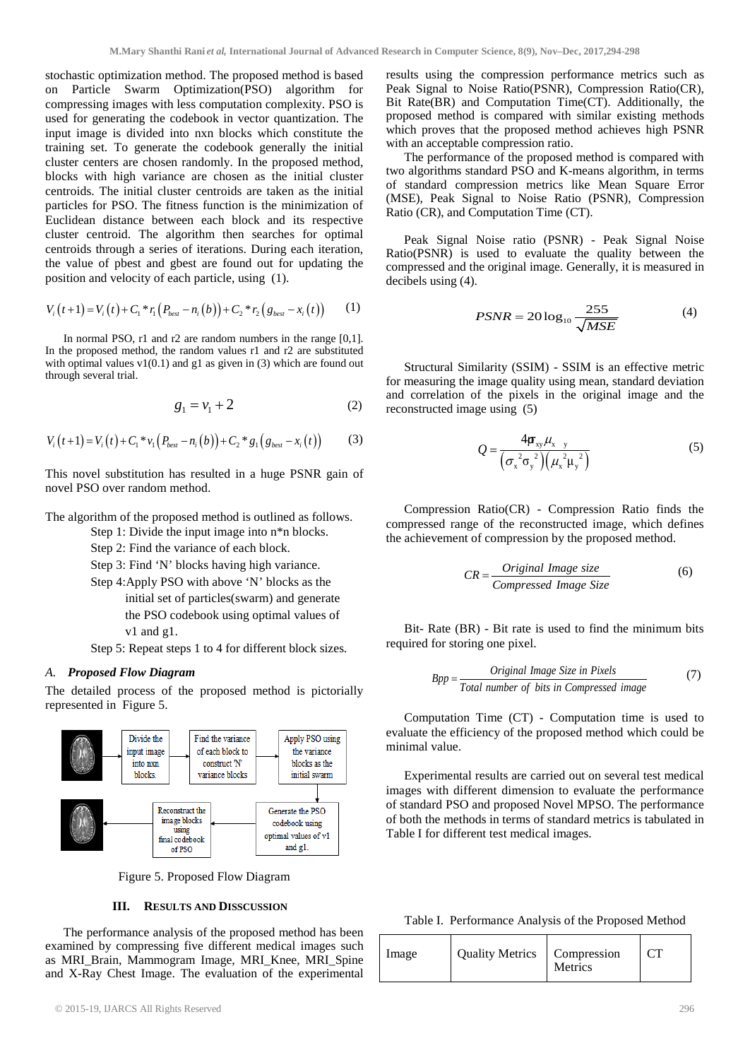stochastic optimization method. The proposed method is based on Particle Swarm Optimization(PSO) algorithm for compressing images with less computation complexity. PSO is used for generating the codebook in vector quantization. The input image is divided into nxn blocks which constitute the training set. To generate the codebook generally the initial cluster centers are chosen randomly. In the proposed method, blocks with high variance are chosen as the initial cluster centroids. The initial cluster centroids are taken as the initial particles for PSO. The fitness function is the minimization of Euclidean distance between each block and its respective cluster centroid. The algorithm then searches for optimal centroids through a series of iterations. During each iteration, the value of pbest and gbest are found out for updating the position and velocity of each particle, using (1).

$$V_i(t+1) = V_i(t) + C_1 * r_1(P_{best} - n_i(b)) + C_2 * r_2(g_{best} - x_i(t)) \quad (1)$$

In normal PSO, r1 and r2 are random numbers in the range [0,1]. In the proposed method, the random values r1 and r2 are substituted with optimal values v1(0.1) and g1 as given in (3) which are found out through several trial.

$$g_1 = v_1 + 2 \quad (2)$$

$$V_i(t+1) = V_i(t) + C_1 * v_1(P_{best} - n_i(b)) + C_2 * g_1(g_{best} - x_i(t)) \quad (3)$$

This novel substitution has resulted in a huge PSNR gain of novel PSO over random method.

The algorithm of the proposed method is outlined as follows.

Step 1: Divide the input image into n*n blocks.

Step 2: Find the variance of each block.

Step 3: Find 'N' blocks having high variance.

Step 4: Apply PSO with above 'N' blocks as the initial set of particles(swarm) and generate the PSO codebook using optimal values of v1 and g1.

Step 5: Repeat steps 1 to 4 for different block sizes.

### A. *Proposed Flow Diagram*

The detailed process of the proposed method is pictorially represented in Figure 5.

Divide the input image into nxn blocks. → Find the variance of each block to construct 'N' variance blocks → Apply PSO using the variance blocks as the initial swarm → Generate the PSO codebook using optimal values of v1 and g1. → Reconstruct the image blocks using final codebook of PSO

Figure 5. Proposed Flow Diagram

## III. Results and Disscussion

The performance analysis of the proposed method has been examined by compressing five different medical images such as MRI_Brain, Mammogram Image, MRI_Knee, MRI_Spine and X-Ray Chest Image. The evaluation of the experimental results using the compression performance metrics such as Peak Signal to Noise Ratio(PSNR), Compression Ratio(CR), Bit Rate(BR) and Computation Time(CT). Additionally, the proposed method is compared with similar existing methods which proves that the proposed method achieves high PSNR with an acceptable compression ratio.

The performance of the proposed method is compared with two algorithms standard PSO and K-means algorithm, in terms of standard compression metrics like Mean Square Error (MSE), Peak Signal to Noise Ratio (PSNR), Compression Ratio (CR), and Computation Time (CT).

Peak Signal Noise ratio (PSNR) - Peak Signal Noise Ratio(PSNR) is used to evaluate the quality between the compressed and the original image. Generally, it is measured in decibels using (4).

$$PSNR = 20\log_{10}\frac{255}{\sqrt{MSE}} \quad (4)$$

Structural Similarity (SSIM) - SSIM is an effective metric for measuring the image quality using mean, standard deviation and correlation of the pixels in the original image and the reconstructed image using (5)

$$Q = \frac{4\sigma_{xy}\mu_x\mu_y}{(\sigma_x^2\sigma_y^2)(\mu_x^2\mu_y^2)} \quad (5)$$

Compression Ratio(CR) - Compression Ratio finds the compressed range of the reconstructed image, which defines the achievement of compression by the proposed method.

$$CR = \frac{\text{Original Image size}}{\text{Compressed Image Size}} \quad (6)$$

Bit- Rate (BR) - Bit rate is used to find the minimum bits required for storing one pixel.

$$Bpp = \frac{\text{Original Image Size in Pixels}}{\text{Total number of bits in Compressed image}} \quad (7)$$

Computation Time (CT) - Computation time is used to evaluate the efficiency of the proposed method which could be minimal value.

Experimental results are carried out on several test medical images with different dimension to evaluate the performance of standard PSO and proposed Novel MPSO. The performance of both the methods in terms of standard metrics is tabulated in Table I for different test medical images.

Table I. Performance Analysis of the Proposed Method

| Image | Quality Metrics | Compression Metrics | CT |
|---|---|---|---|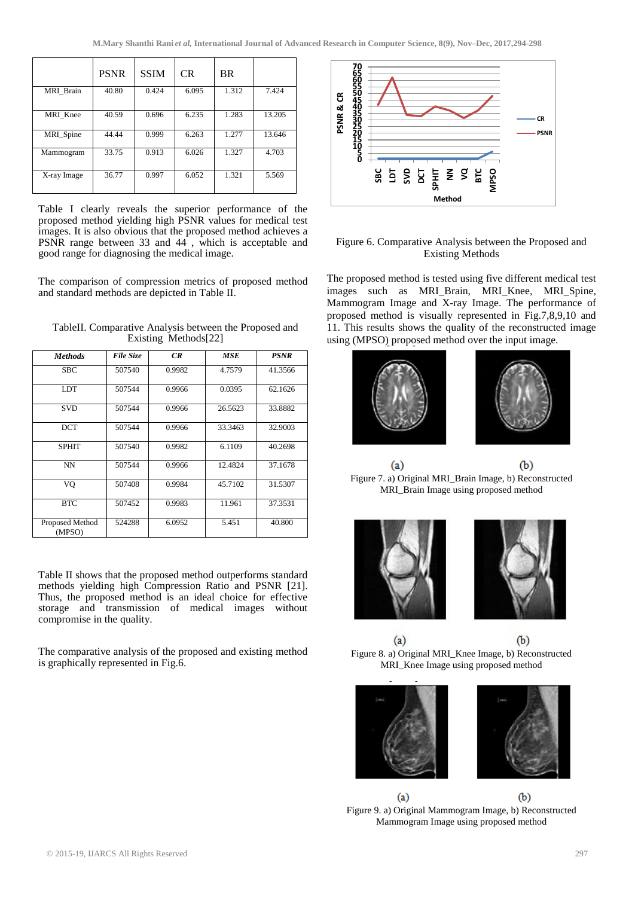|  | PSNR | SSIM | CR | BR |  |
|---|---|---|---|---|---|
| MRI_Brain | 40.80 | 0.424 | 6.095 | 1.312 | 7.424 |
| MRI_Knee | 40.59 | 0.696 | 6.235 | 1.283 | 13.205 |
| MRI_Spine | 44.44 | 0.999 | 6.263 | 1.277 | 13.646 |
| Mammogram | 33.75 | 0.913 | 6.026 | 1.327 | 4.703 |
| X-ray Image | 36.77 | 0.997 | 6.052 | 1.321 | 5.569 |

Table I clearly reveals the superior performance of the proposed method yielding high PSNR values for medical test images. It is also obvious that the proposed method achieves a PSNR range between 33 and 44 , which is acceptable and good range for diagnosing the medical image.

The comparison of compression metrics of proposed method and standard methods are depicted in Table II.

TableII. Comparative Analysis between the Proposed and Existing Methods[22]

| ***Methods*** | ***File Size*** | ***CR*** | ***MSE*** | ***PSNR*** |
|---|---|---|---|---|
| SBC | 507540 | 0.9982 | 4.7579 | 41.3566 |
| LDT | 507544 | 0.9966 | 0.0395 | 62.1626 |
| SVD | 507544 | 0.9966 | 26.5623 | 33.8882 |
| DCT | 507544 | 0.9966 | 33.3463 | 32.9003 |
| SPHIT | 507540 | 0.9982 | 6.1109 | 40.2698 |
| NN | 507544 | 0.9966 | 12.4824 | 37.1678 |
| VQ | 507408 | 0.9984 | 45.7102 | 31.5307 |
| BTC | 507452 | 0.9983 | 11.961 | 37.3531 |
| Proposed Method (MPSO) | 524288 | 6.0952 | 5.451 | 40.800 |

Table II shows that the proposed method outperforms standard methods yielding high Compression Ratio and PSNR [21]. Thus, the proposed method is an ideal choice for effective storage and transmission of medical images without compromise in the quality.

The comparative analysis of the proposed and existing method is graphically represented in Fig.6.

Figure 6. Comparative Analysis between the Proposed and Existing Methods

The proposed method is tested using five different medical test images such as MRI_Brain, MRI_Knee, MRI_Spine, Mammogram Image and X-ray Image. The performance of proposed method is visually represented in Fig.7,8,9,10 and 11. This results shows the quality of the reconstructed image using (MPSO) proposed method over the input image.

(a) (b)

Figure 7. a) Original MRI_Brain Image, b) Reconstructed MRI_Brain Image using proposed method

(a) (b)

Figure 8. a) Original MRI_Knee Image, b) Reconstructed MRI_Knee Image using proposed method

(a) (b)

Figure 9. a) Original Mammogram Image, b) Reconstructed Mammogram Image using proposed method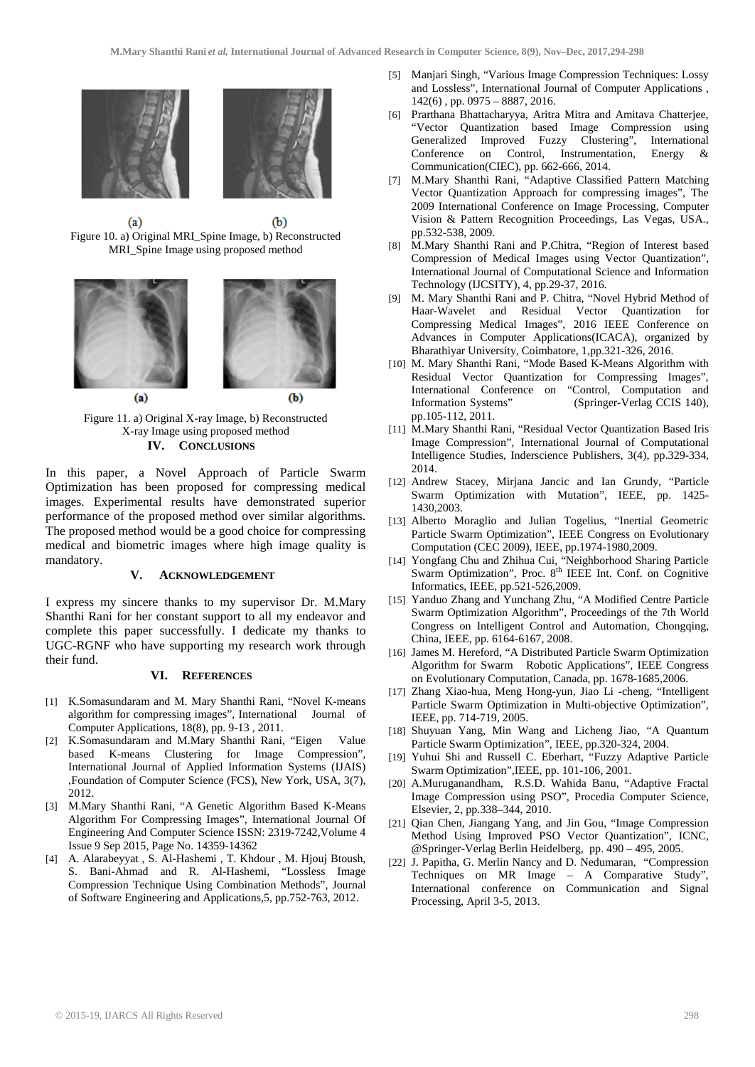(a) (b)

Figure 10. a) Original MRI_Spine Image, b) Reconstructed MRI_Spine Image using proposed method

(a) (b)

Figure 11. a) Original X-ray Image, b) Reconstructed X-ray Image using proposed method

## IV. CONCLUSIONS

In this paper, a Novel Approach of Particle Swarm Optimization has been proposed for compressing medical images. Experimental results have demonstrated superior performance of the proposed method over similar algorithms. The proposed method would be a good choice for compressing medical and biometric images where high image quality is mandatory.

## V. ACKNOWLEDGEMENT

I express my sincere thanks to my supervisor Dr. M.Mary Shanthi Rani for her constant support to all my endeavor and complete this paper successfully. I dedicate my thanks to UGC-RGNF who have supporting my research work through their fund.

## VI. REFERENCES

[1] K.Somasundaram and M. Mary Shanthi Rani, "Novel K-means algorithm for compressing images", International Journal of Computer Applications, 18(8), pp. 9-13 , 2011.

[2] K.Somasundaram and M.Mary Shanthi Rani, "Eigen Value based K-means Clustering for Image Compression", International Journal of Applied Information Systems (IJAIS) ,Foundation of Computer Science (FCS), New York, USA, 3(7), 2012.

[3] M.Mary Shanthi Rani, "A Genetic Algorithm Based K-Means Algorithm For Compressing Images", International Journal Of Engineering And Computer Science ISSN: 2319-7242,Volume 4 Issue 9 Sep 2015, Page No. 14359-14362

[4] A. Alarabeyyat , S. Al-Hashemi , T. Khdour , M. Hjouj Btoush, S. Bani-Ahmad and R. Al-Hashemi, "Lossless Image Compression Technique Using Combination Methods", Journal of Software Engineering and Applications,5, pp.752-763, 2012.

[5] Manjari Singh, "Various Image Compression Techniques: Lossy and Lossless", International Journal of Computer Applications , 142(6) , pp. 0975 – 8887, 2016.

[6] Prarthana Bhattacharyya, Aritra Mitra and Amitava Chatterjee, "Vector Quantization based Image Compression using Generalized Improved Fuzzy Clustering", International Conference on Control, Instrumentation, Energy & Communication(CIEC), pp. 662-666, 2014.

[7] M.Mary Shanthi Rani, "Adaptive Classified Pattern Matching Vector Quantization Approach for compressing images", The 2009 International Conference on Image Processing, Computer Vision & Pattern Recognition Proceedings, Las Vegas, USA., pp.532-538, 2009.

[8] M.Mary Shanthi Rani and P.Chitra, "Region of Interest based Compression of Medical Images using Vector Quantization", International Journal of Computational Science and Information Technology (IJCSITY), 4, pp.29-37, 2016.

[9] M. Mary Shanthi Rani and P. Chitra, "Novel Hybrid Method of Haar-Wavelet and Residual Vector Quantization for Compressing Medical Images", 2016 IEEE Conference on Advances in Computer Applications(ICACA), organized by Bharathiyar University, Coimbatore, 1,pp.321-326, 2016.

[10] M. Mary Shanthi Rani, "Mode Based K-Means Algorithm with Residual Vector Quantization for Compressing Images", International Conference on "Control, Computation and Information Systems" (Springer-Verlag CCIS 140), pp.105-112, 2011.

[11] M.Mary Shanthi Rani, "Residual Vector Quantization Based Iris Image Compression", International Journal of Computational Intelligence Studies, Inderscience Publishers, 3(4), pp.329-334, 2014.

[12] Andrew Stacey, Mirjana Jancic and Ian Grundy, "Particle Swarm Optimization with Mutation", IEEE, pp. 1425-1430,2003.

[13] Alberto Moraglio and Julian Togelius, "Inertial Geometric Particle Swarm Optimization", IEEE Congress on Evolutionary Computation (CEC 2009), IEEE, pp.1974-1980,2009.

[14] Yongfang Chu and Zhihua Cui, "Neighborhood Sharing Particle Swarm Optimization", Proc. 8th IEEE Int. Conf. on Cognitive Informatics, IEEE, pp.521-526,2009.

[15] Yanduo Zhang and Yunchang Zhu, "A Modified Centre Particle Swarm Optimization Algorithm", Proceedings of the 7th World Congress on Intelligent Control and Automation, Chongqing, China, IEEE, pp. 6164-6167, 2008.

[16] James M. Hereford, "A Distributed Particle Swarm Optimization Algorithm for Swarm Robotic Applications", IEEE Congress on Evolutionary Computation, Canada, pp. 1678-1685,2006.

[17] Zhang Xiao-hua, Meng Hong-yun, Jiao Li -cheng, "Intelligent Particle Swarm Optimization in Multi-objective Optimization", IEEE, pp. 714-719, 2005.

[18] Shuyuan Yang, Min Wang and Licheng Jiao, "A Quantum Particle Swarm Optimization", IEEE, pp.320-324, 2004.

[19] Yuhui Shi and Russell C. Eberhart, "Fuzzy Adaptive Particle Swarm Optimization",IEEE, pp. 101-106, 2001.

[20] A.Muruganandham, R.S.D. Wahida Banu, "Adaptive Fractal Image Compression using PSO", Procedia Computer Science, Elsevier, 2, pp.338–344, 2010.

[21] Qian Chen, Jiangang Yang, and Jin Gou, "Image Compression Method Using Improved PSO Vector Quantization", ICNC, @Springer-Verlag Berlin Heidelberg, pp. 490 – 495, 2005.

[22] J. Papitha, G. Merlin Nancy and D. Nedumaran, "Compression Techniques on MR Image – A Comparative Study", International conference on Communication and Signal Processing, April 3-5, 2013.